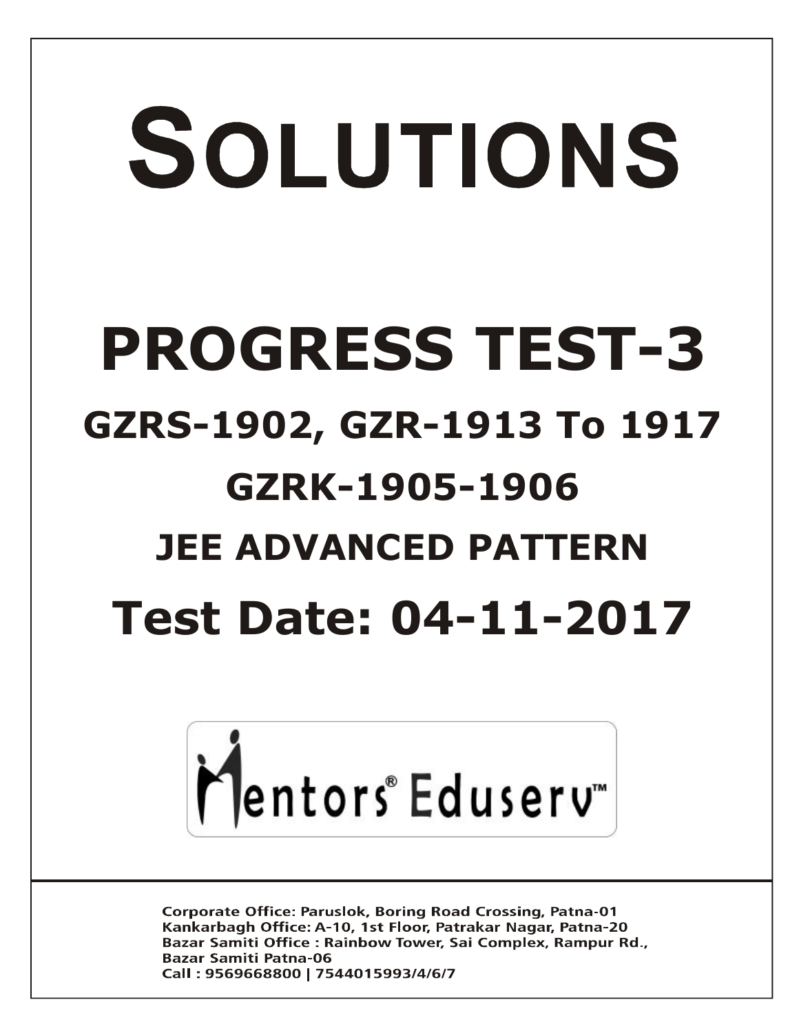# SOLUTIONS

# PROGRESS TEST-3

## GZRS-1902, GZR-1913 To 1917

## GZRK-1905-1906

## JEE ADVANCED PATTERN

## Test Date: 04-11-2017

Mentors® Eduserv™

Corporate Office: Paruslok, Boring Road Crossing, Patna-01
Kankarbagh Office: A-10, 1st Floor, Patrakar Nagar, Patna-20
Bazar Samiti Office : Rainbow Tower, Sai Complex, Rampur Rd., Bazar Samiti Patna-06
Call : 9569668800 | 7544015993/4/6/7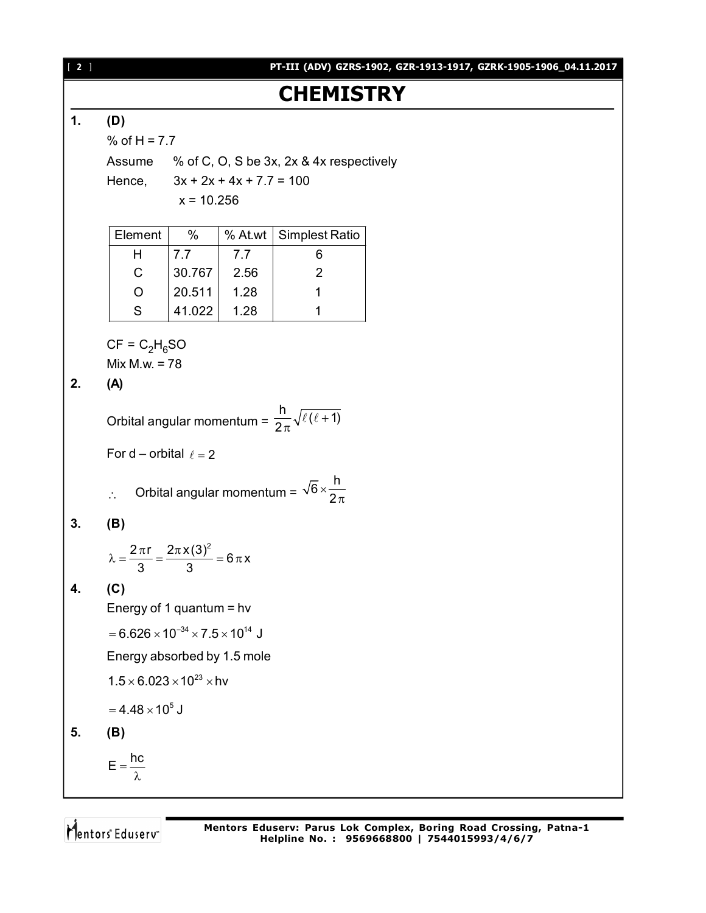# CHEMISTRY

**1. (D)**

% of H = 7.7

Assume % of C, O, S be 3x, 2x & 4x respectively

Hence, 3x + 2x + 4x + 7.7 = 100

x = 10.256

| Element | % | % At.wt | Simplest Ratio |
|---|---|---|---|
| H | 7.7 | 7.7 | 6 |
| C | 30.767 | 2.56 | 2 |
| O | 20.511 | 1.28 | 1 |
| S | 41.022 | 1.28 | 1 |

CF = $C_2H_6SO$

Mix M.w. = 78

**2. (A)**

Orbital angular momentum = $\frac{h}{2\pi}\sqrt{\ell(\ell+1)}$

For d – orbital $\ell = 2$

$\therefore$ Orbital angular momentum = $\sqrt{6} \times \frac{h}{2\pi}$

**3. (B)**

$$\lambda = \frac{2\pi r}{3} = \frac{2\pi x(3)^2}{3} = 6\pi x$$

**4. (C)**

Energy of 1 quantum = hv

$= 6.626 \times 10^{-34} \times 7.5 \times 10^{14}$ J

Energy absorbed by 1.5 mole

$1.5 \times 6.023 \times 10^{23} \times hv$

$= 4.48 \times 10^{5}$ J

**5. (B)**

$$E = \frac{hc}{\lambda}$$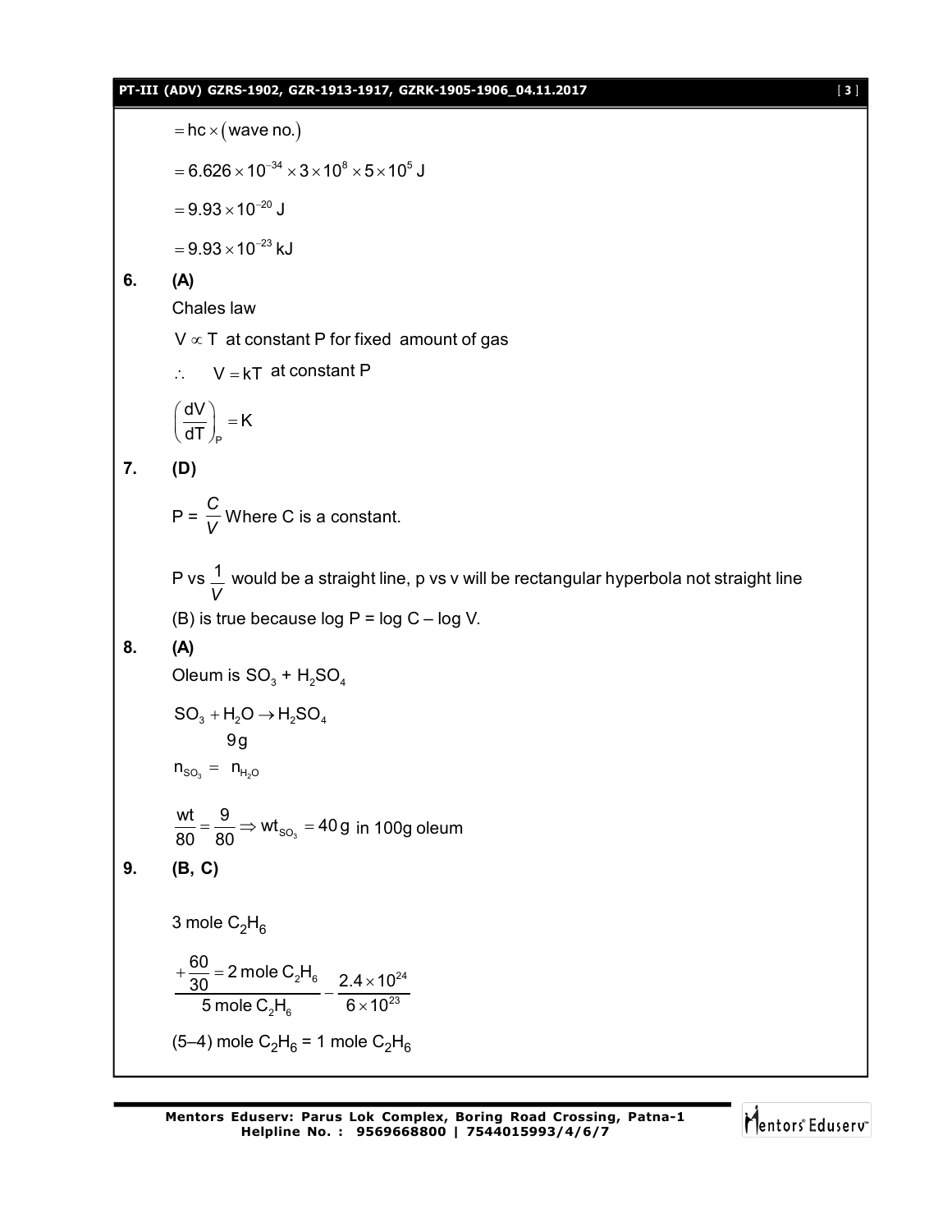$= hc \times (\text{wave no.})$

$= 6.626 \times 10^{-34} \times 3 \times 10^{8} \times 5 \times 10^{5}\ J$

$= 9.93 \times 10^{-20}\ J$

$= 9.93 \times 10^{-23}\ kJ$

**6. (A)**

Chales law

$V \propto T$ at constant P for fixed amount of gas

$\therefore \quad V = kT$ at constant P

$$\left(\frac{dV}{dT}\right)_P = K$$

**7. (D)**

$P = \frac{C}{V}$ Where C is a constant.

P vs $\frac{1}{V}$ would be a straight line, p vs v will be rectangular hyperbola not straight line

(B) is true because log P = log C – log V.

**8. (A)**

Oleum is $SO_3$ + $H_2SO_4$

$$SO_3 + H_2O \rightarrow H_2SO_4$$

$9g$ ($H_2O$)

$n_{SO_3} = n_{H_2O}$

$$\frac{wt}{80} = \frac{9}{80} \Rightarrow wt_{SO_3} = 40\,g \text{ in 100g oleum}$$

**9. (B, C)**

3 mole $C_2H_6$

$$\frac{+\frac{60}{30} = 2 \text{ mole } C_2H_6}{5 \text{ mole } C_2H_6} - \frac{2.4 \times 10^{24}}{6 \times 10^{23}}$$

(5–4) mole $C_2H_6$ = 1 mole $C_2H_6$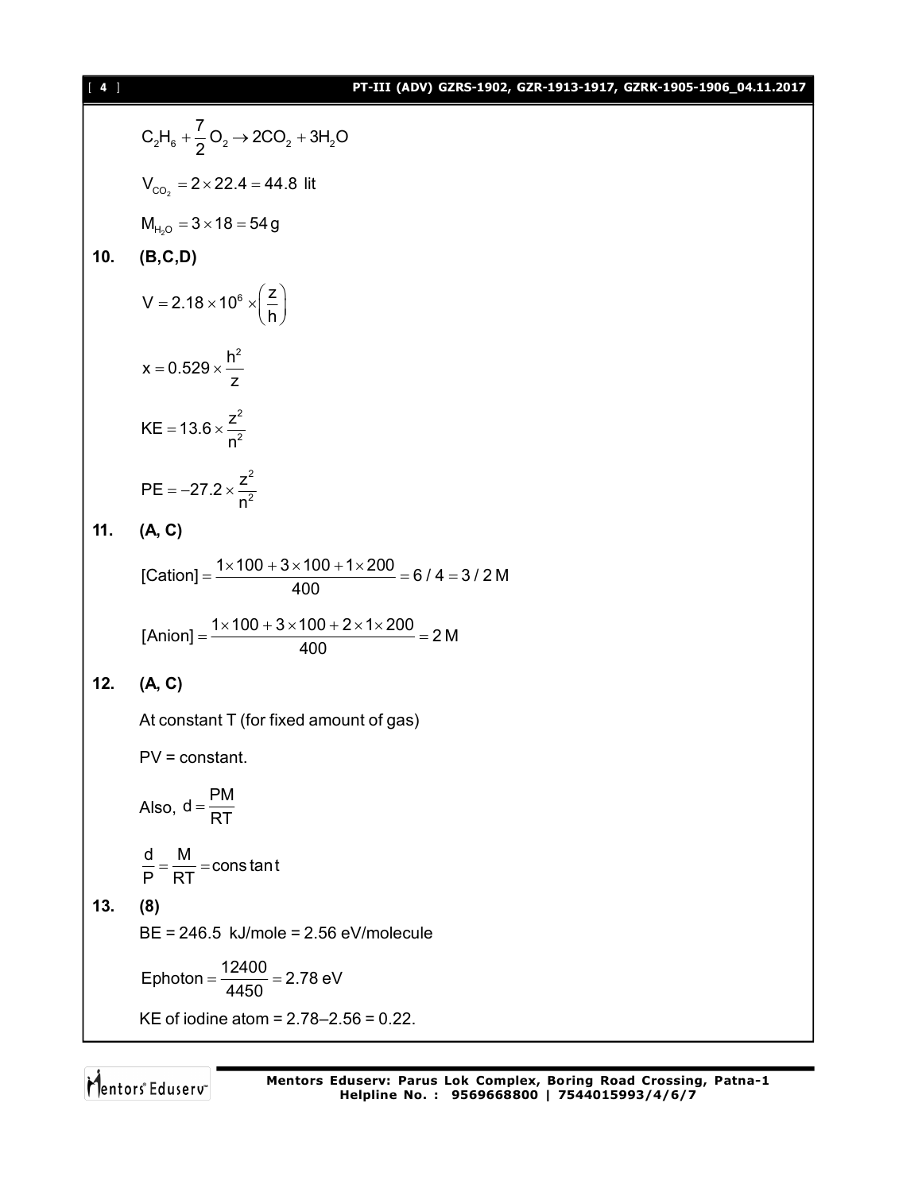$$C_2H_6 + \frac{7}{2}O_2 \rightarrow 2CO_2 + 3H_2O$$

$$V_{CO_2} = 2 \times 22.4 = 44.8 \text{ lit}$$

$$M_{H_2O} = 3 \times 18 = 54\,g$$

**10. (B,C,D)**

$$V = 2.18 \times 10^6 \times \left(\frac{z}{h}\right)$$

$$x = 0.529 \times \frac{h^2}{z}$$

$$KE = 13.6 \times \frac{z^2}{n^2}$$

$$PE = -27.2 \times \frac{z^2}{n^2}$$

**11. (A, C)**

$$[\text{Cation}] = \frac{1 \times 100 + 3 \times 100 + 1 \times 200}{400} = 6/4 = 3/2\,M$$

$$[\text{Anion}] = \frac{1 \times 100 + 3 \times 100 + 2 \times 1 \times 200}{400} = 2\,M$$

**12. (A, C)**

At constant T (for fixed amount of gas)

PV = constant.

Also, $d = \frac{PM}{RT}$

$$\frac{d}{P} = \frac{M}{RT} = \text{constant}$$

**13. (8)**

BE = 246.5 kJ/mole = 2.56 eV/molecule

$$\text{Ephoton} = \frac{12400}{4450} = 2.78\text{ eV}$$

KE of iodine atom = 2.78–2.56 = 0.22.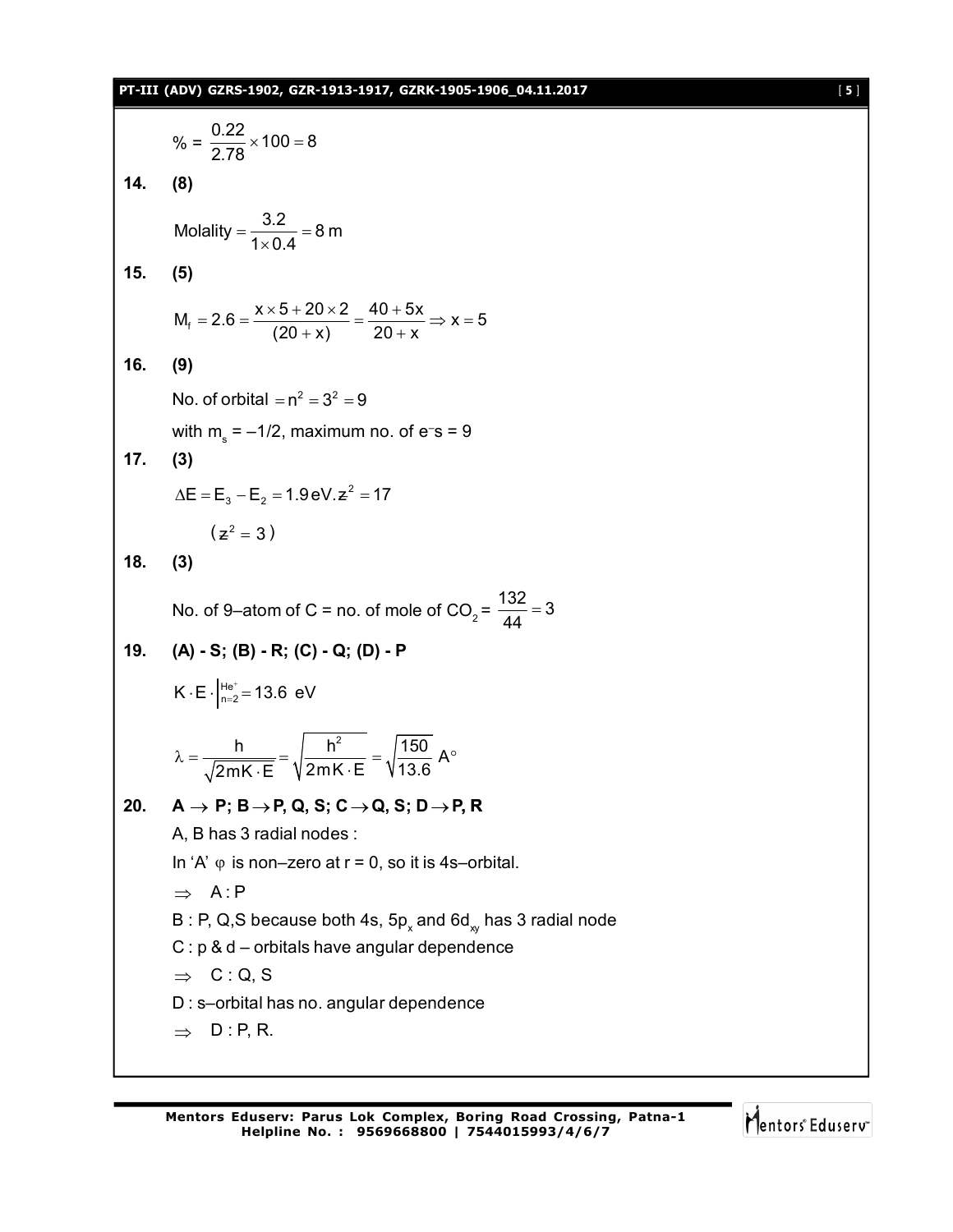$\% = \frac{0.22}{2.78} \times 100 = 8$

**14. (8)**

$\text{Molality} = \frac{3.2}{1 \times 0.4} = 8\text{ m}$

**15. (5)**

$M_f = 2.6 = \frac{x \times 5 + 20 \times 2}{(20 + x)} = \frac{40 + 5x}{20 + x} \Rightarrow x = 5$

**16. (9)**

No. of orbital $= n^2 = 3^2 = 9$

with $m_s = -1/2$, maximum no. of $e^-$s = 9

**17. (3)**

$\Delta E = E_3 - E_2 = 1.9\,\text{eV}.z^2 = 17$

$(z^2 = 3)$

**18. (3)**

No. of 9–atom of C = no. of mole of $CO_2$ = $\frac{132}{44} = 3$

**19. (A) - S; (B) - R; (C) - Q; (D) - P**

$K \cdot E \cdot \Big|_{n=2}^{He^+} = 13.6\ \text{eV}$

$\lambda = \frac{h}{\sqrt{2mK \cdot E}} = \sqrt{\frac{h^2}{2mK \cdot E}} = \sqrt{\frac{150}{13.6}}\ A^\circ$

**20. $A \rightarrow P$; $B \rightarrow P, Q, S$; $C \rightarrow Q, S$; $D \rightarrow P, R$**

A, B has 3 radial nodes :

In 'A' $\varphi$ is non–zero at r = 0, so it is 4s–orbital.

$\Rightarrow$ A : P

B : P, Q,S because both 4s, $5p_x$ and $6d_{xy}$ has 3 radial node

C : p & d – orbitals have angular dependence

$\Rightarrow$ C : Q, S

D : s–orbital has no. angular dependence

$\Rightarrow$ D : P, R.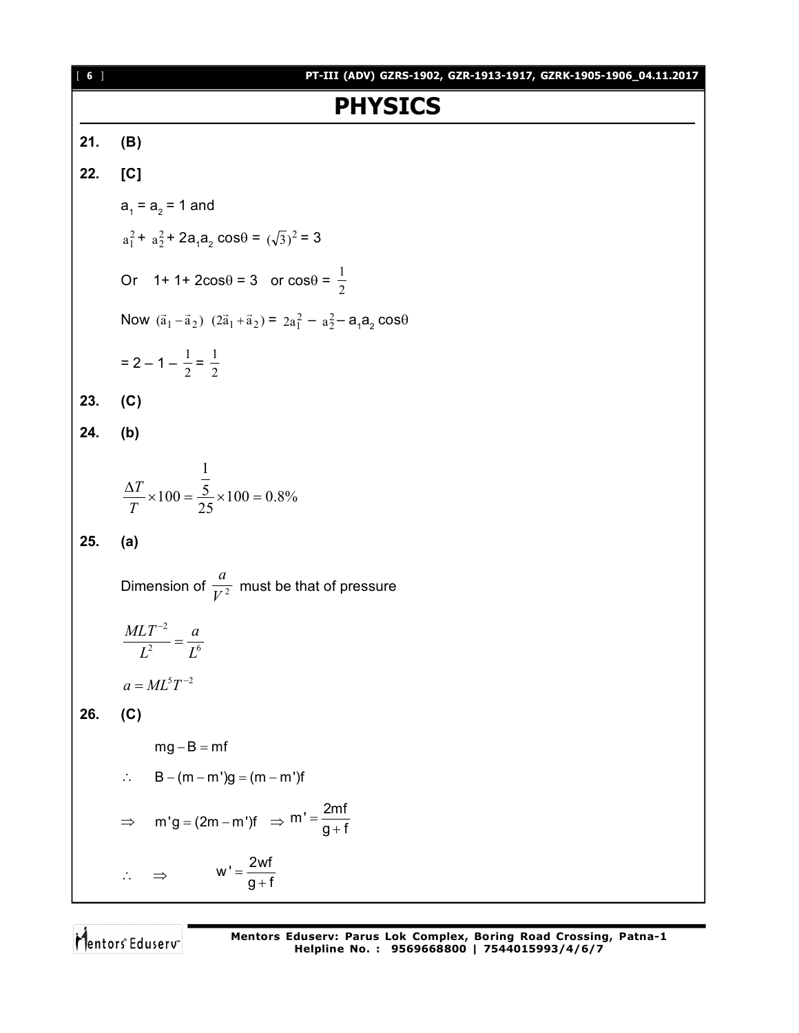# PHYSICS

**21.** **(B)**

**22.** **[C]**

$a_1 = a_2 = 1$ and

$a_1^2 + a_2^2 + 2a_1a_2 \cos\theta = (\sqrt{3})^2 = 3$

Or $1 + 1 + 2\cos\theta = 3$ or $\cos\theta = \frac{1}{2}$

Now $(\vec{a}_1 - \vec{a}_2)\ (2\vec{a}_1 + \vec{a}_2) = 2a_1^2 - a_2^2 - a_1a_2 \cos\theta$

$= 2 - 1 - \frac{1}{2} = \frac{1}{2}$

**23.** **(C)**

**24.** **(b)**

$$\frac{\Delta T}{T} \times 100 = \frac{\frac{1}{5}}{25} \times 100 = 0.8\%$$

**25.** **(a)**

Dimension of $\frac{a}{V^2}$ must be that of pressure

$$\frac{MLT^{-2}}{L^2} = \frac{a}{L^6}$$

$$a = ML^5T^{-2}$$

**26.** **(C)**

$mg - B = mf$

$\therefore \quad B - (m - m')g = (m - m')f$

$\Rightarrow \quad m'g = (2m - m')f \quad \Rightarrow m' = \frac{2mf}{g + f}$

$\therefore \quad \Rightarrow \qquad w' = \frac{2wf}{g + f}$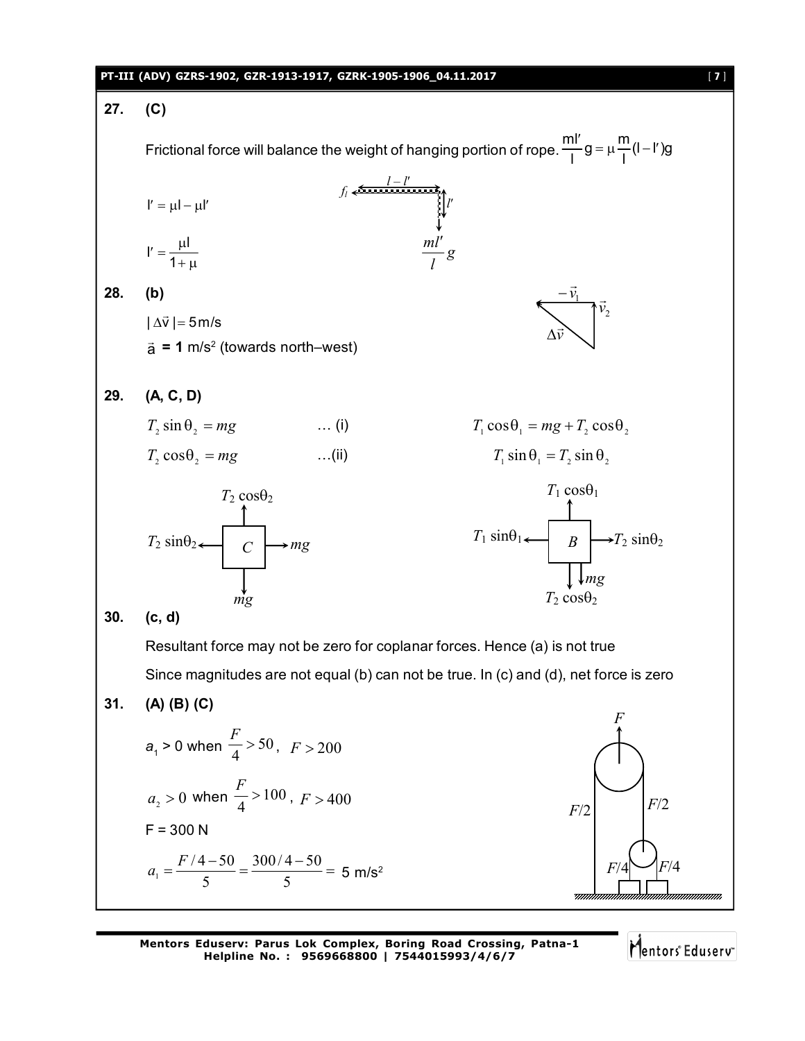**27. (C)**

Frictional force will balance the weight of hanging portion of rope. $\frac{ml'}{l}g = \mu\frac{m}{l}(l - l')g$

$l' = \mu l - \mu l'$

$l' = \frac{\mu l}{1+\mu}$

**28. (b)**

$|\Delta\vec{v}| = 5\,\text{m/s}$

$\vec{a}$ **= 1** m/s$^2$ (towards north–west)

**29. (A, C, D)**

$T_2 \sin\theta_2 = mg$ … (i)

$T_2 \cos\theta_2 = mg$ …(ii)

$T_1 \cos\theta_1 = mg + T_2 \cos\theta_2$

$T_1 \sin\theta_1 = T_2 \sin\theta_2$

**30. (c, d)**

Resultant force may not be zero for coplanar forces. Hence (a) is not true

Since magnitudes are not equal (b) can not be true. In (c) and (d), net force is zero

**31. (A) (B) (C)**

$a_1 > 0$ when $\frac{F}{4} > 50$, $F > 200$

$a_2 > 0$ when $\frac{F}{4} > 100$, $F > 400$

F = 300 N

$a_1 = \frac{F/4 - 50}{5} = \frac{300/4 - 50}{5} =$ 5 m/s$^2$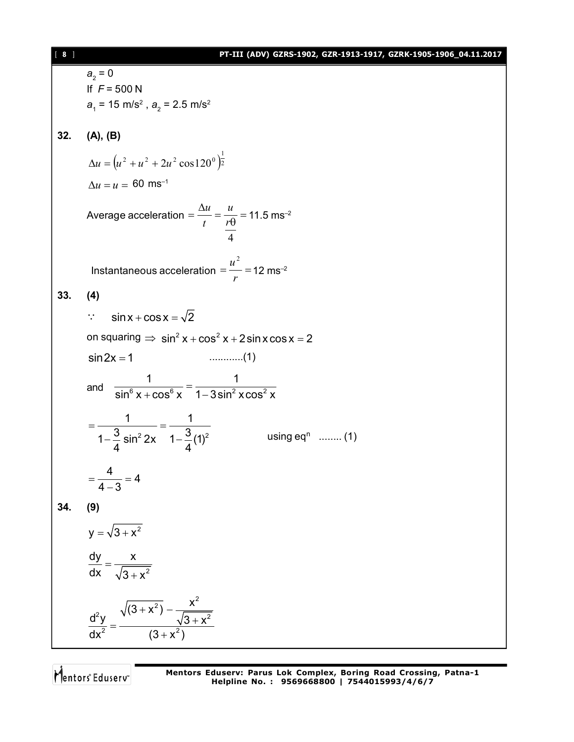$a_2 = 0$

If $F = 500$ N

$a_1 = 15$ m/s$^2$ , $a_2 = 2.5$ m/s$^2$

**32. (A), (B)**

$$\Delta u = \left(u^2 + u^2 + 2u^2 \cos 120^0\right)^{\frac{1}{2}}$$

$$\Delta u = u = 60 \text{ ms}^{-1}$$

$$\text{Average acceleration} = \frac{\Delta u}{t} = \frac{u}{\frac{r\theta}{4}} = 11.5 \text{ ms}^{-2}$$

$$\text{Instantaneous acceleration} = \frac{u^2}{r} = 12 \text{ ms}^{-2}$$

**33. (4)**

$\because \quad \sin x + \cos x = \sqrt{2}$

on squaring $\Rightarrow \sin^2 x + \cos^2 x + 2\sin x \cos x = 2$

$\sin 2x = 1$ ............(1)

and $\quad \dfrac{1}{\sin^6 x + \cos^6 x} = \dfrac{1}{1 - 3\sin^2 x \cos^2 x}$

$= \dfrac{1}{1 - \frac{3}{4}\sin^2 2x} = \dfrac{1}{1 - \frac{3}{4}(1)^2}$ using eq$^n$ ........ (1)

$= \dfrac{4}{4-3} = 4$

**34. (9)**

$$y = \sqrt{3 + x^2}$$

$$\frac{dy}{dx} = \frac{x}{\sqrt{3 + x^2}}$$

$$\frac{d^2y}{dx^2} = \frac{\sqrt{(3 + x^2)} - \frac{x^2}{\sqrt{3 + x^2}}}{(3 + x^2)}$$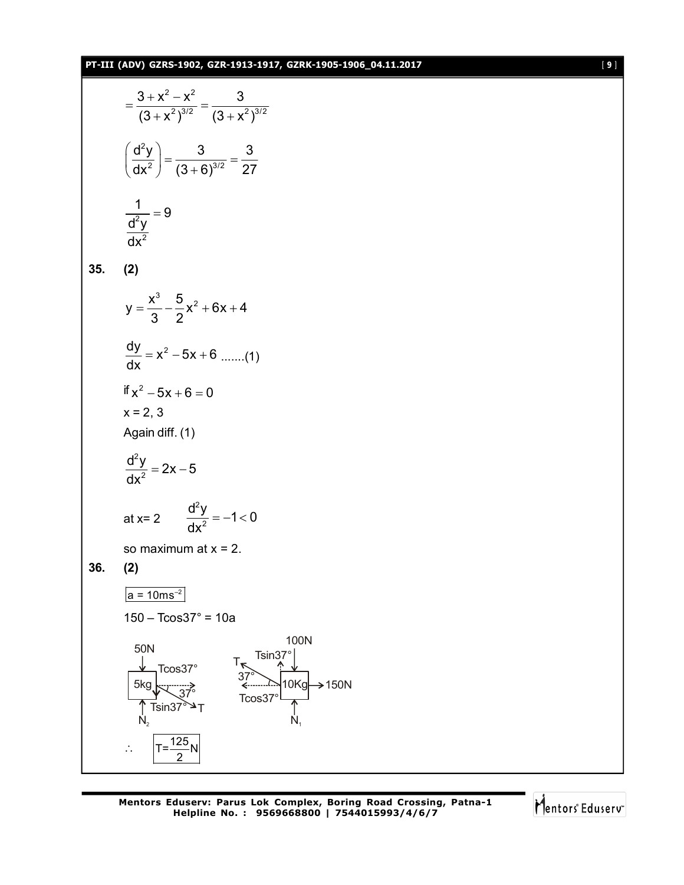$$= \frac{3+x^2-x^2}{(3+x^2)^{3/2}} = \frac{3}{(3+x^2)^{3/2}}$$

$$\left(\frac{d^2y}{dx^2}\right) = \frac{3}{(3+6)^{3/2}} = \frac{3}{27}$$

$$\frac{1}{\frac{d^2y}{dx^2}} = 9$$

**35. (2)**

$$y = \frac{x^3}{3} - \frac{5}{2}x^2 + 6x + 4$$

$$\frac{dy}{dx} = x^2 - 5x + 6 \text{ .......(1)}$$

if $x^2 - 5x + 6 = 0$

$x = 2, 3$

Again diff. (1)

$$\frac{d^2y}{dx^2} = 2x - 5$$

at $x = 2$ $\quad \frac{d^2y}{dx^2} = -1 < 0$

so maximum at $x = 2$.

**36. (2)**

$a = 10ms^{-2}$

$150 - T\cos37° = 10a$

50N, Tcos37°, 5kg, 37°, Tsin37°, T, $N_2$ ; 100N, Tsin37°, T, 37°, 10Kg, 150N, Tcos37°, $N_1$

$\therefore \quad T = \frac{125}{2}N$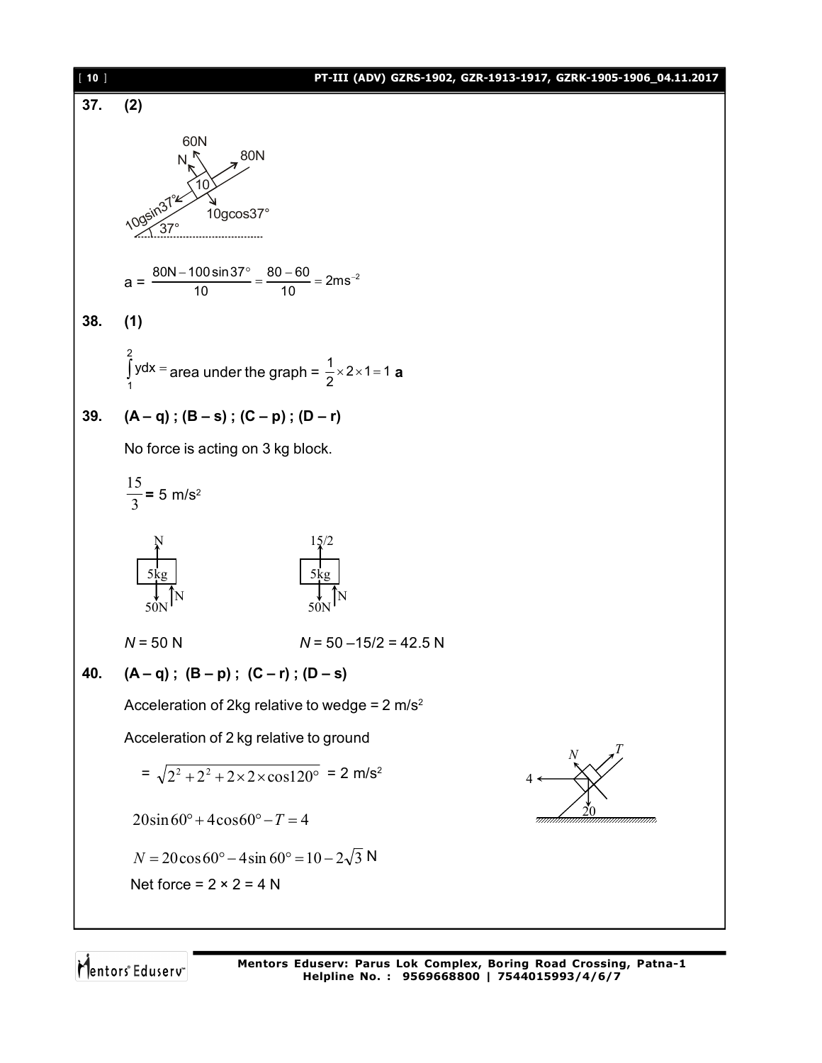**37. (2)**

$$a = \frac{80N - 100\sin 37^\circ}{10} = \frac{80-60}{10} = 2ms^{-2}$$

**38. (1)**

$\int_1^2 ydx =$ area under the graph $= \frac{1}{2} \times 2 \times 1 = 1$ **a**

**39. (A – q) ; (B – s) ; (C – p) ; (D – r)**

No force is acting on 3 kg block.

$\frac{15}{3}$ = 5 m/s²

$N$ = 50 N $\quad\quad$ $N$ = 50 –15/2 = 42.5 N

**40. (A – q) ; (B – p) ; (C – r) ; (D – s)**

Acceleration of 2kg relative to wedge = 2 m/s²

Acceleration of 2 kg relative to ground

$= \sqrt{2^2 + 2^2 + 2 \times 2 \times \cos 120^\circ}$ = 2 m/s²

$$20\sin 60^\circ + 4\cos 60^\circ - T = 4$$

$$N = 20\cos 60^\circ - 4\sin 60^\circ = 10 - 2\sqrt{3} \text{ N}$$

Net force = 2 × 2 = 4 N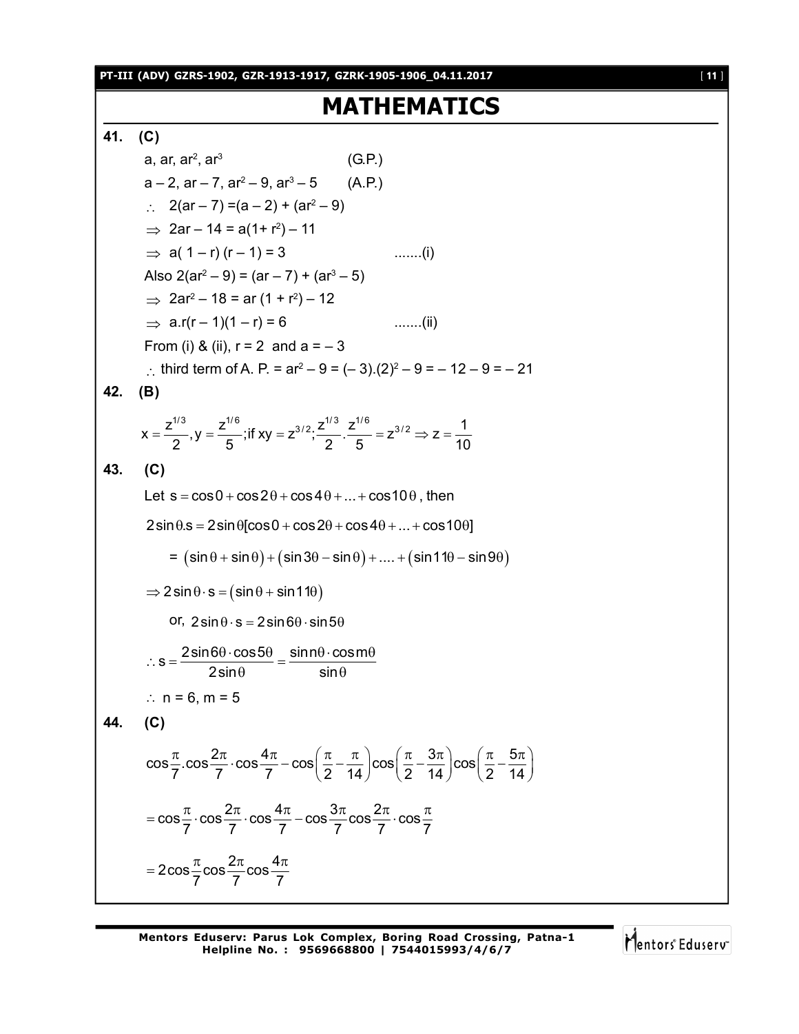# MATHEMATICS

**41. (C)**

$a, ar, ar^2, ar^3$ (G.P.)

$a-2, ar-7, ar^2-9, ar^3-5$ (A.P.)

$\therefore\ 2(ar-7) = (a-2) + (ar^2-9)$

$\Rightarrow\ 2ar - 14 = a(1+r^2) - 11$

$\Rightarrow\ a(1-r)(r-1) = 3$ .......(i)

Also $2(ar^2-9) = (ar-7) + (ar^3-5)$

$\Rightarrow\ 2ar^2 - 18 = ar(1+r^2) - 12$

$\Rightarrow\ a.r(r-1)(1-r) = 6$ .......(ii)

From (i) & (ii), $r = 2$ and $a = -3$

$\therefore$ third term of A. P. $= ar^2 - 9 = (-3).(2)^2 - 9 = -12 - 9 = -21$

**42. (B)**

$$x = \frac{z^{1/3}}{2}, y = \frac{z^{1/6}}{5}; \text{if } xy = z^{3/2}; \frac{z^{1/3}}{2}.\frac{z^{1/6}}{5} = z^{3/2} \Rightarrow z = \frac{1}{10}$$

**43. (C)**

Let $s = \cos 0 + \cos 2\theta + \cos 4\theta + ... + \cos 10\theta$, then

$$2\sin\theta.s = 2\sin\theta[\cos 0 + \cos 2\theta + \cos 4\theta + ... + \cos 10\theta]$$

$$= (\sin\theta + \sin\theta) + (\sin 3\theta - \sin\theta) + .... + (\sin 11\theta - \sin 9\theta)$$

$$\Rightarrow 2\sin\theta \cdot s = (\sin\theta + \sin 11\theta)$$

or, $2\sin\theta \cdot s = 2\sin 6\theta \cdot \sin 5\theta$

$$\therefore s = \frac{2\sin 6\theta \cdot \cos 5\theta}{2\sin\theta} = \frac{\sin n\theta \cdot \cos m\theta}{\sin\theta}$$

$\therefore\ n = 6, m = 5$

**44. (C)**

$$\cos\frac{\pi}{7}.\cos\frac{2\pi}{7}\cdot\cos\frac{4\pi}{7} - \cos\left(\frac{\pi}{2} - \frac{\pi}{14}\right)\cos\left(\frac{\pi}{2} - \frac{3\pi}{14}\right)\cos\left(\frac{\pi}{2} - \frac{5\pi}{14}\right)$$

$$= \cos\frac{\pi}{7}\cdot\cos\frac{2\pi}{7}\cdot\cos\frac{4\pi}{7} - \cos\frac{3\pi}{7}\cos\frac{2\pi}{7}\cdot\cos\frac{\pi}{7}$$

$$= 2\cos\frac{\pi}{7}\cos\frac{2\pi}{7}\cos\frac{4\pi}{7}$$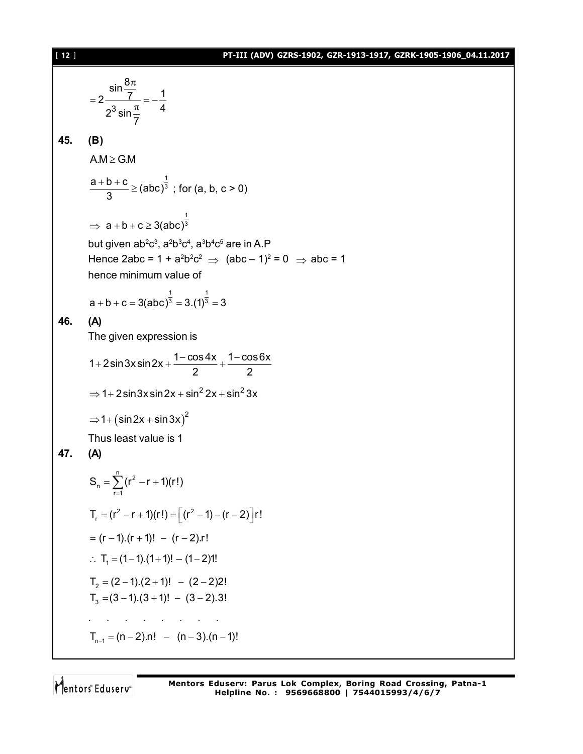$$= 2\frac{\sin\frac{8\pi}{7}}{2^3 \sin\frac{\pi}{7}} = -\frac{1}{4}$$

**45. (B)**

A.M $\geq$ G.M

$$\frac{a+b+c}{3} \geq (abc)^{\frac{1}{3}} \text{ ; for (a, b, c > 0)}$$

$$\Rightarrow a+b+c \geq 3(abc)^{\frac{1}{3}}$$

but given $ab^2c^3$, $a^2b^3c^4$, $a^3b^4c^5$ are in A.P

Hence $2abc = 1 + a^2b^2c^2 \Rightarrow (abc - 1)^2 = 0 \Rightarrow abc = 1$

hence minimum value of

$$a+b+c = 3(abc)^{\frac{1}{3}} = 3.(1)^{\frac{1}{3}} = 3$$

**46. (A)**

The given expression is

$$1 + 2\sin 3x \sin 2x + \frac{1-\cos 4x}{2} + \frac{1-\cos 6x}{2}$$

$$\Rightarrow 1 + 2\sin 3x \sin 2x + \sin^2 2x + \sin^2 3x$$

$$\Rightarrow 1 + (\sin 2x + \sin 3x)^2$$

Thus least value is 1

**47. (A)**

$$S_n = \sum_{r=1}^{n} (r^2 - r + 1)(r!)$$

$$T_r = (r^2 - r + 1)(r!) = \left[(r^2 - 1) - (r - 2)\right] r!$$

$$= (r-1).(r+1)! - (r-2).r!$$

$$\therefore T_1 = (1-1).(1+1)! - (1-2)1!$$

$$T_2 = (2-1).(2+1)! - (2-2)2!$$

$$T_3 = (3-1).(3+1)! - (3-2).3!$$

. . . . . . . . .

$$T_{n-1} = (n-2).n! - (n-3).(n-1)!$$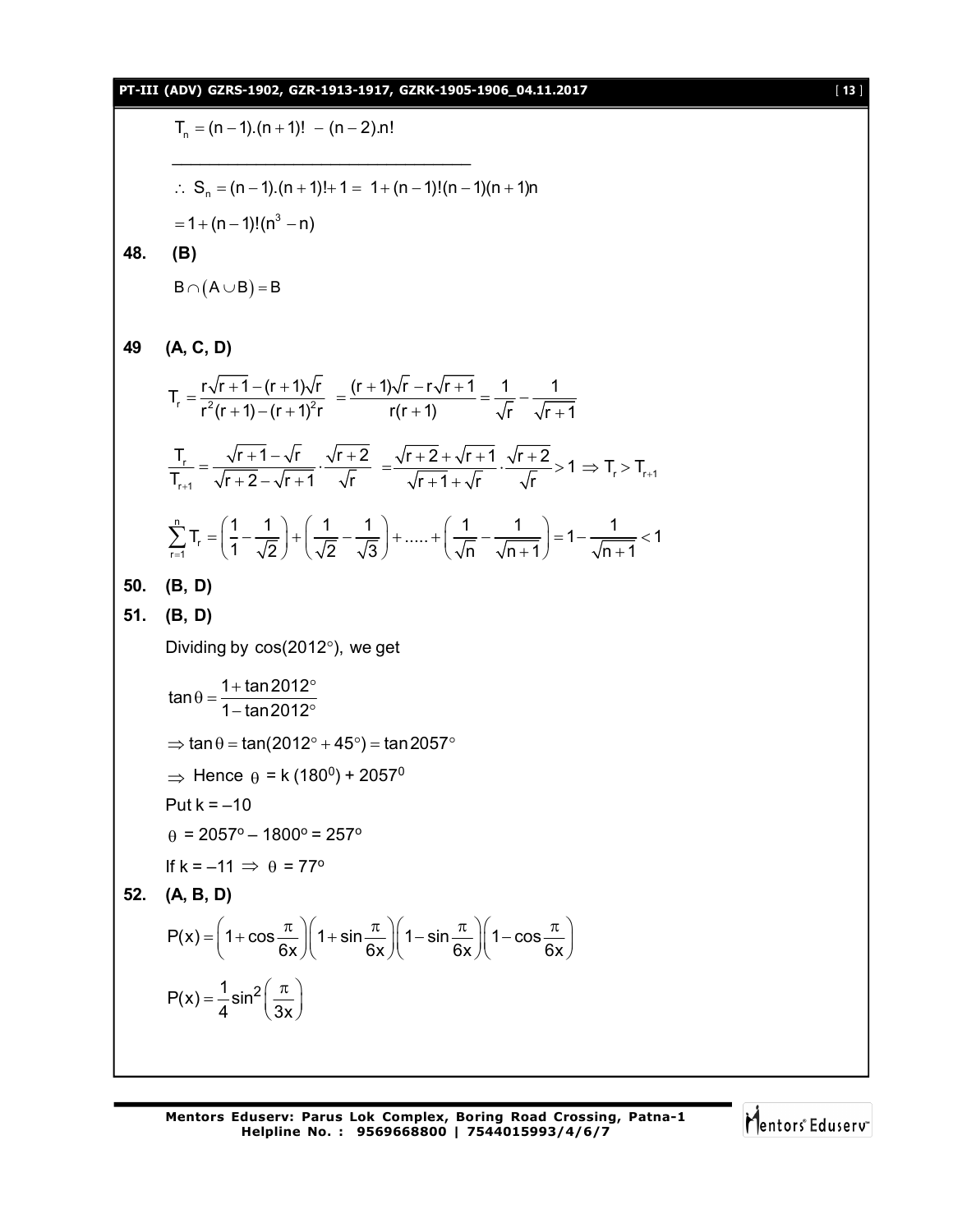$T_n = (n-1).(n+1)! - (n-2).n!$

---

$\therefore\ S_n = (n-1).(n+1)! + 1 = 1 + (n-1)!(n-1)(n+1)n$

$= 1 + (n-1)!(n^3 - n)$

**48. (B)**

$B \cap (A \cup B) = B$

**49 (A, C, D)**

$$T_r = \frac{r\sqrt{r+1} - (r+1)\sqrt{r}}{r^2(r+1) - (r+1)^2 r} = \frac{(r+1)\sqrt{r} - r\sqrt{r+1}}{r(r+1)} = \frac{1}{\sqrt{r}} - \frac{1}{\sqrt{r+1}}$$

$$\frac{T_r}{T_{r+1}} = \frac{\sqrt{r+1} - \sqrt{r}}{\sqrt{r+2} - \sqrt{r+1}} \cdot \frac{\sqrt{r+2}}{\sqrt{r}} = \frac{\sqrt{r+2} + \sqrt{r+1}}{\sqrt{r+1} + \sqrt{r}} \cdot \frac{\sqrt{r+2}}{\sqrt{r}} > 1 \Rightarrow T_r > T_{r+1}$$

$$\sum_{r=1}^{n} T_r = \left(\frac{1}{1} - \frac{1}{\sqrt{2}}\right) + \left(\frac{1}{\sqrt{2}} - \frac{1}{\sqrt{3}}\right) + ..... + \left(\frac{1}{\sqrt{n}} - \frac{1}{\sqrt{n+1}}\right) = 1 - \frac{1}{\sqrt{n+1}} < 1$$

**50. (B, D)**

**51. (B, D)**

Dividing by $\cos(2012^\circ)$, we get

$$\tan\theta = \frac{1 + \tan 2012^\circ}{1 - \tan 2012^\circ}$$

$\Rightarrow \tan\theta = \tan(2012^\circ + 45^\circ) = \tan 2057^\circ$

$\Rightarrow$ Hence $\theta = k\,(180^0) + 2057^0$

Put $k = -10$

$\theta = 2057^o - 1800^o = 257^o$

If $k = -11 \Rightarrow \theta = 77^o$

**52. (A, B, D)**

$$P(x) = \left(1 + \cos\frac{\pi}{6x}\right)\left(1 + \sin\frac{\pi}{6x}\right)\left(1 - \sin\frac{\pi}{6x}\right)\left(1 - \cos\frac{\pi}{6x}\right)$$

$$P(x) = \frac{1}{4}\sin^2\left(\frac{\pi}{3x}\right)$$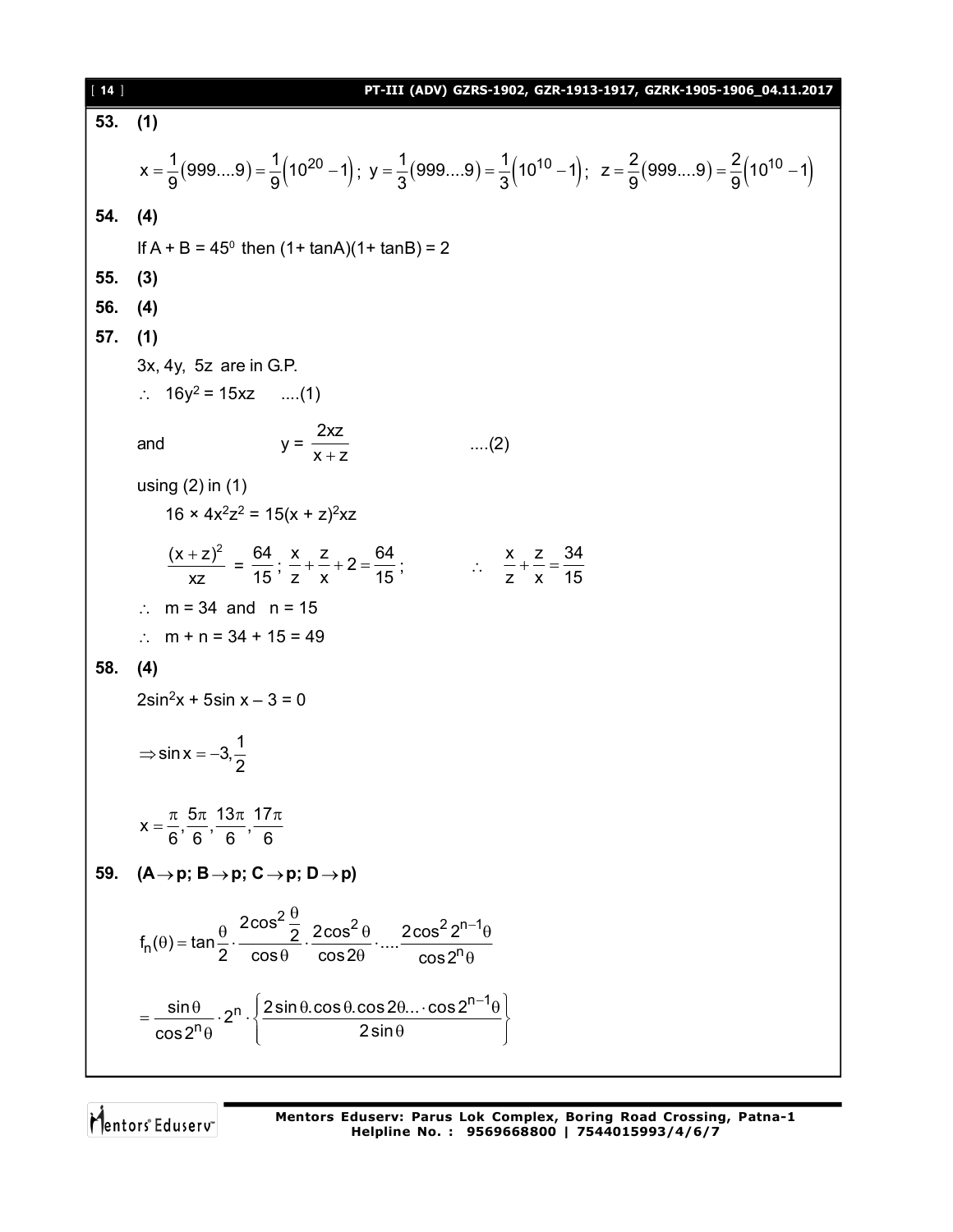**53. (1)**

$$x = \frac{1}{9}(999....9) = \frac{1}{9}\left(10^{20} - 1\right);\ y = \frac{1}{3}(999....9) = \frac{1}{3}\left(10^{10} - 1\right);\ z = \frac{2}{9}(999....9) = \frac{2}{9}\left(10^{10} - 1\right)$$

**54. (4)**

If A + B = $45^0$ then (1+ tanA)(1+ tanB) = 2

**55. (3)**

**56. (4)**

**57. (1)**

3x, 4y, 5z are in G.P.

$\therefore\ 16y^2 = 15xz$ ....(1)

and $y = \dfrac{2xz}{x+z}$ ....(2)

using (2) in (1)

$16 \times 4x^2z^2 = 15(x + z)^2xz$

$\dfrac{(x+z)^2}{xz} = \dfrac{64}{15};\ \dfrac{x}{z} + \dfrac{z}{x} + 2 = \dfrac{64}{15};$ $\quad\therefore\ \dfrac{x}{z} + \dfrac{z}{x} = \dfrac{34}{15}$

$\therefore$ m = 34 and n = 15

$\therefore$ m + n = 34 + 15 = 49

**58. (4)**

$2\sin^2 x + 5\sin x - 3 = 0$

$\Rightarrow \sin x = -3, \dfrac{1}{2}$

$x = \dfrac{\pi}{6}, \dfrac{5\pi}{6}, \dfrac{13\pi}{6}, \dfrac{17\pi}{6}$

**59. (A$\rightarrow$p; B$\rightarrow$p; C$\rightarrow$p; D$\rightarrow$p)**

$$f_n(\theta) = \tan\frac{\theta}{2} \cdot \frac{2\cos^2\frac{\theta}{2}}{\cos\theta} \cdot \frac{2\cos^2\theta}{\cos 2\theta} \cdot .... \frac{2\cos^2 2^{n-1}\theta}{\cos 2^n\theta}$$

$$= \frac{\sin\theta}{\cos 2^n\theta} \cdot 2^n \cdot \left\{\frac{2\sin\theta.\cos\theta.\cos 2\theta... \cdot \cos 2^{n-1}\theta}{2\sin\theta}\right\}$$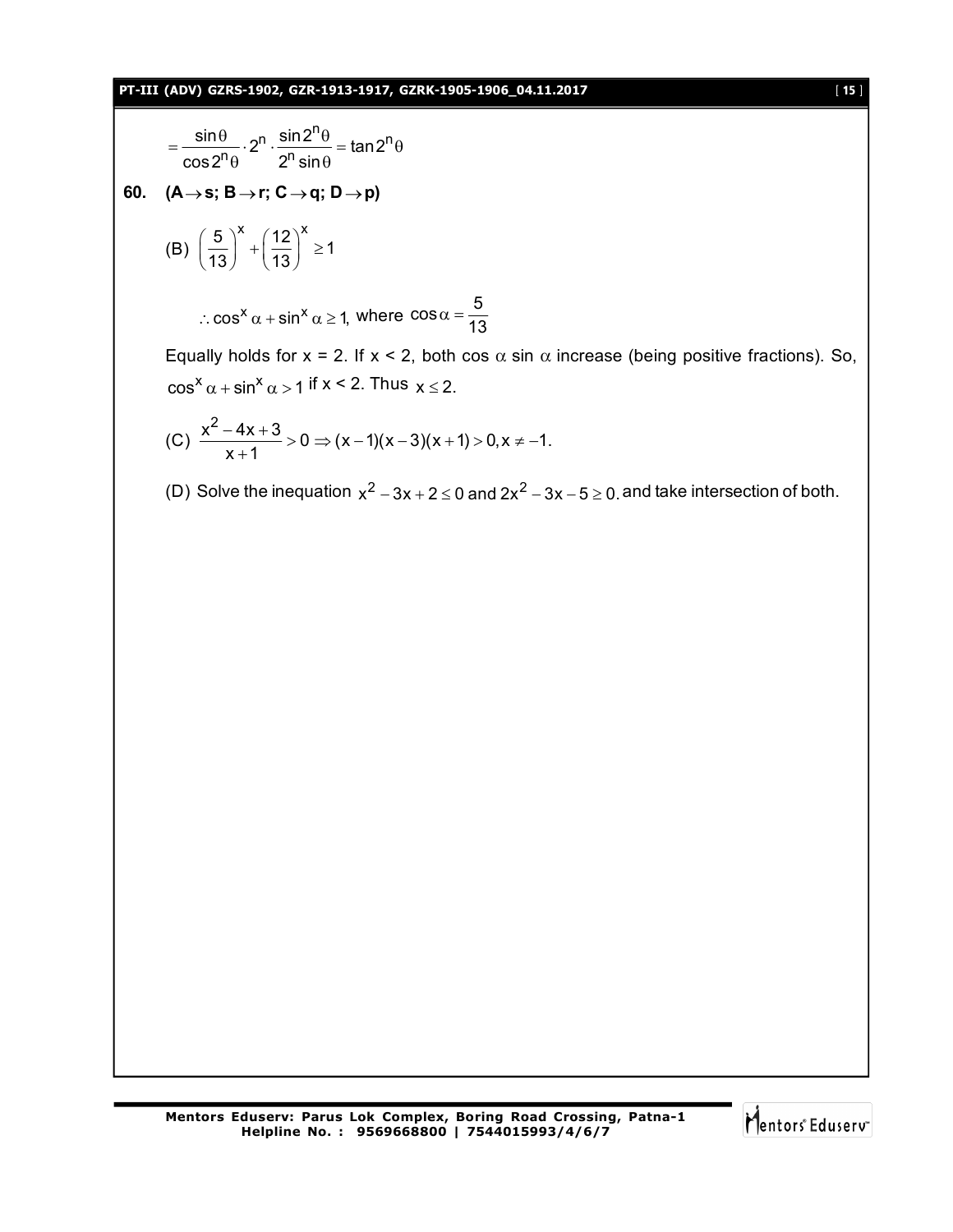$$= \frac{\sin\theta}{\cos 2^n\theta} \cdot 2^n \cdot \frac{\sin 2^n\theta}{2^n \sin\theta} = \tan 2^n\theta$$

**60. (A → s; B → r; C → q; D → p)**

(B) $\left(\frac{5}{13}\right)^x + \left(\frac{12}{13}\right)^x \geq 1$

$\therefore \cos^x\alpha + \sin^x\alpha \geq 1$, where $\cos\alpha = \frac{5}{13}$

Equally holds for x = 2. If x < 2, both cos $\alpha$ sin $\alpha$ increase (being positive fractions). So, $\cos^x\alpha + \sin^x\alpha > 1$ if x < 2. Thus $x \leq 2$.

(C) $\frac{x^2 - 4x + 3}{x + 1} > 0 \Rightarrow (x-1)(x-3)(x+1) > 0, x \neq -1.$

(D) Solve the inequation $x^2 - 3x + 2 \leq 0$ and $2x^2 - 3x - 5 \geq 0$. and take intersection of both.